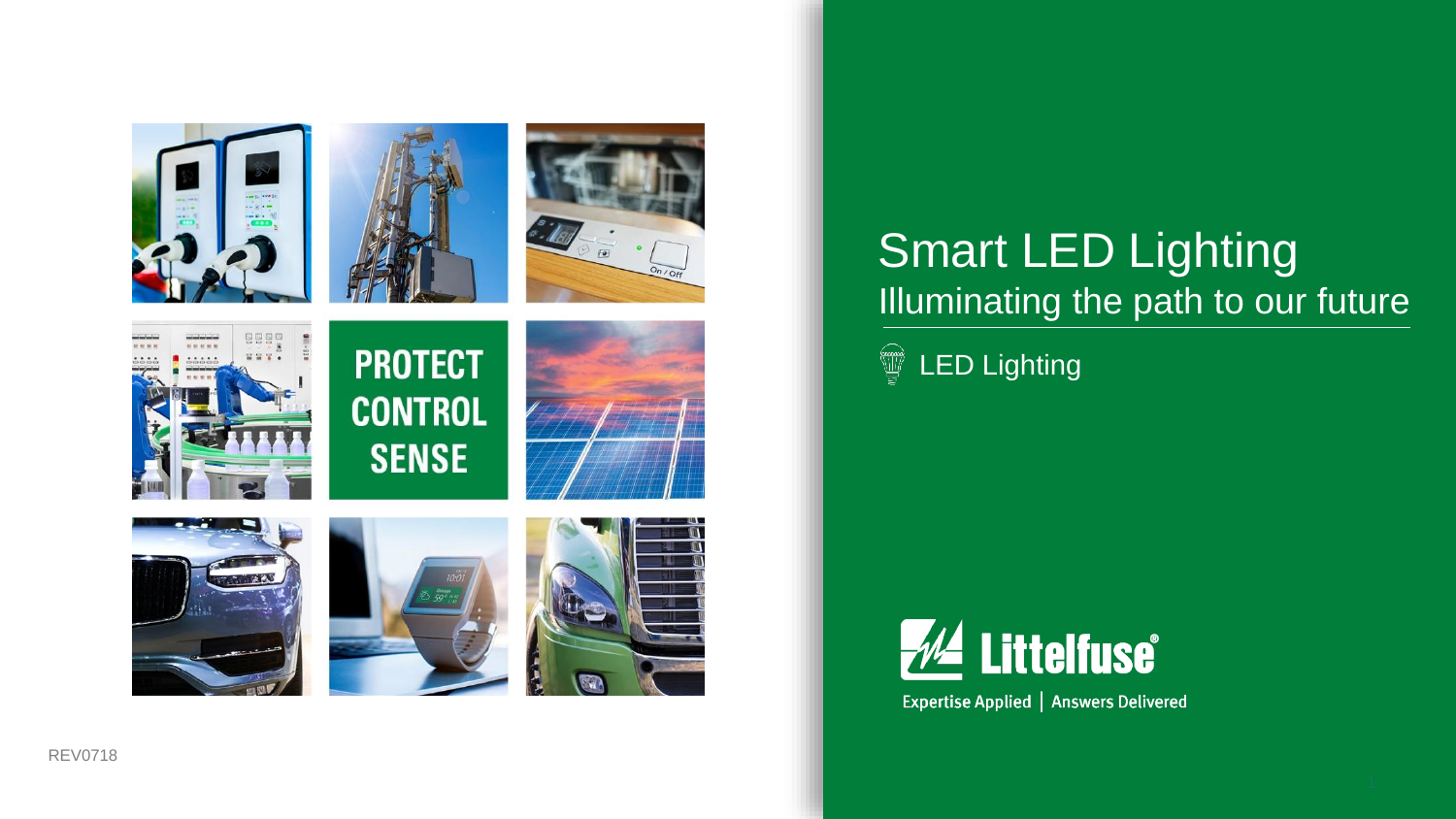# Smart LED Lighting

## Illuminating the path to our future

LED Lighting

PROTECT
CONTROL
SENSE

Littelfuse®

Expertise Applied | Answers Delivered

REV0718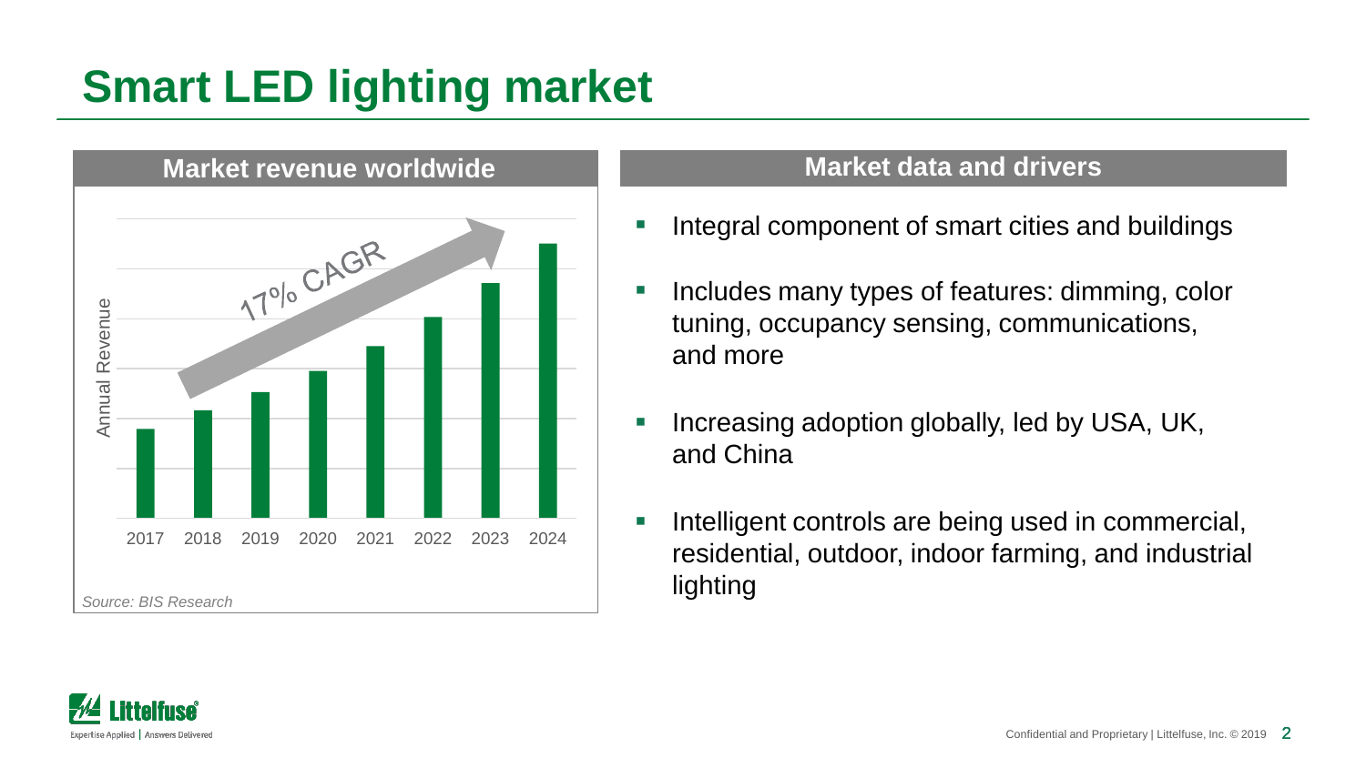# Smart LED lighting market

## Market revenue worldwide

17% CAGR

Annual Revenue

2017 2018 2019 2020 2021 2022 2023 2024

*Source: BIS Research*

## Market data and drivers

- Integral component of smart cities and buildings
- Includes many types of features: dimming, color tuning, occupancy sensing, communications, and more
- Increasing adoption globally, led by USA, UK, and China
- Intelligent controls are being used in commercial, residential, outdoor, indoor farming, and industrial lighting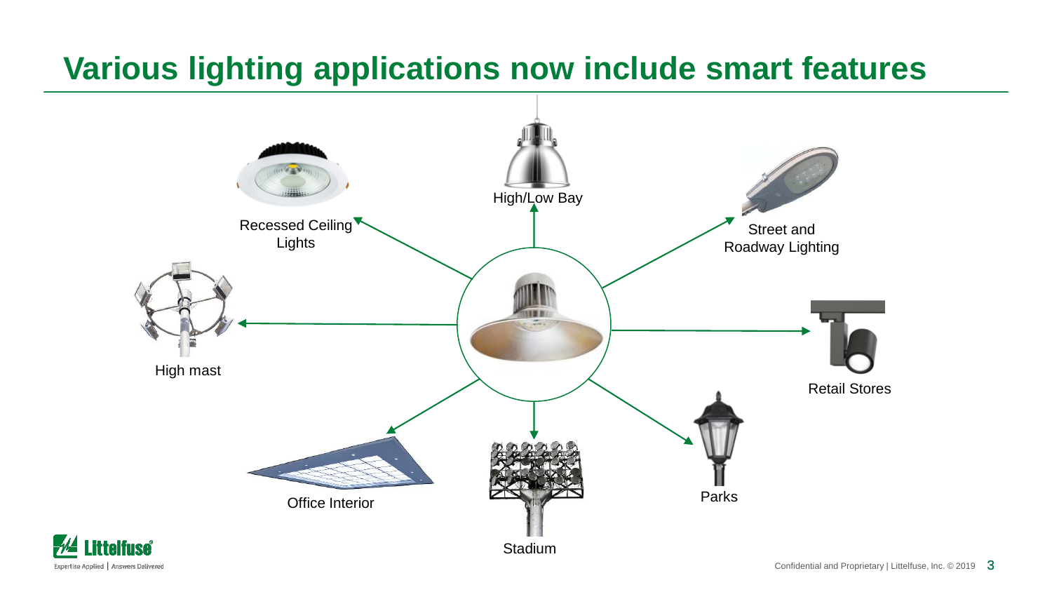# Various lighting applications now include smart features

- Recessed Ceiling Lights
- High/Low Bay
- Street and Roadway Lighting
- High mast
- Retail Stores
- Office Interior
- Stadium
- Parks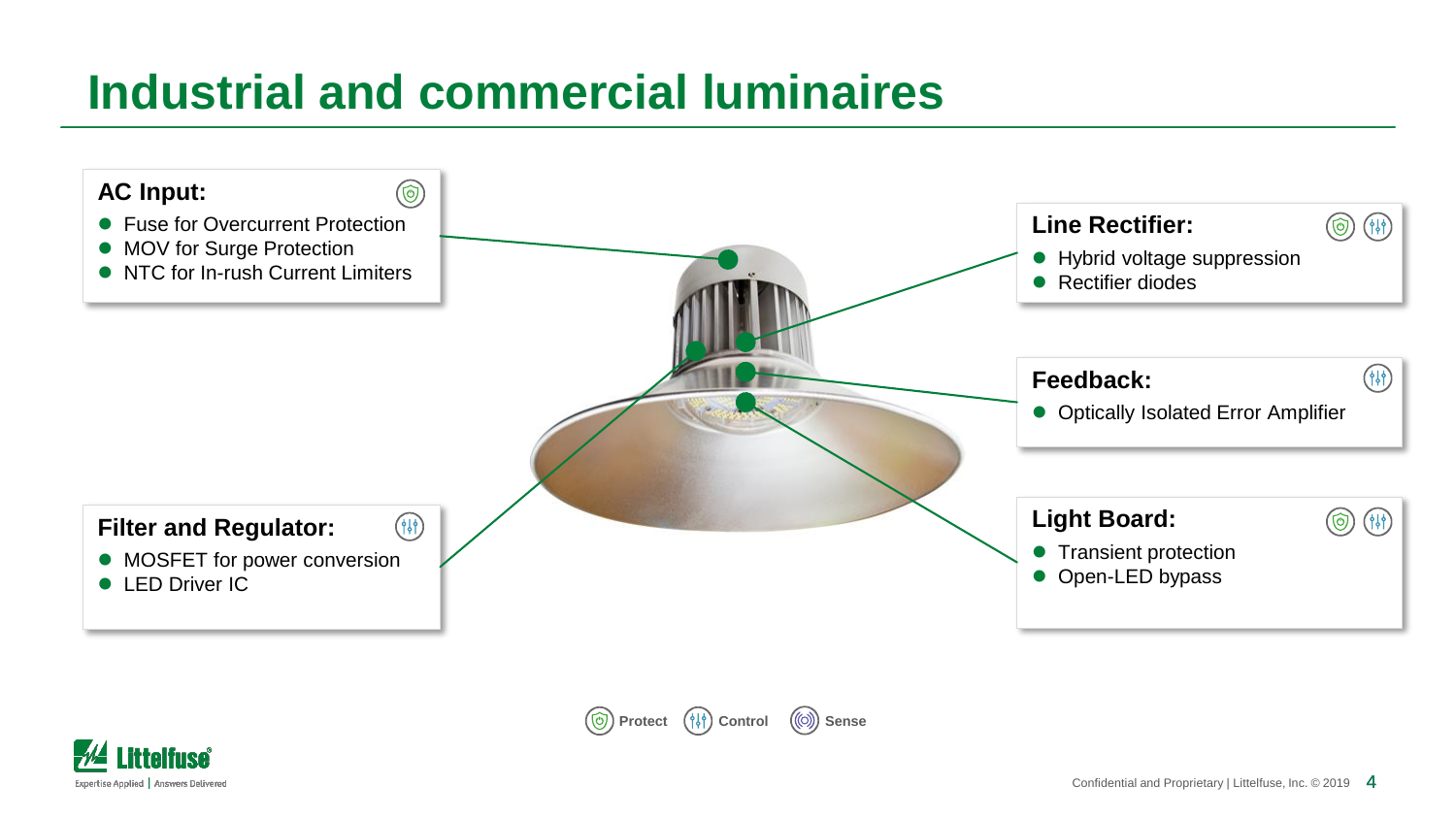# Industrial and commercial luminaires

### AC Input:

- Fuse for Overcurrent Protection
- MOV for Surge Protection
- NTC for In-rush Current Limiters

### Line Rectifier:

- Hybrid voltage suppression
- Rectifier diodes

### Feedback:

- Optically Isolated Error Amplifier

### Filter and Regulator:

- MOSFET for power conversion
- LED Driver IC

### Light Board:

- Transient protection
- Open-LED bypass

Protect Control Sense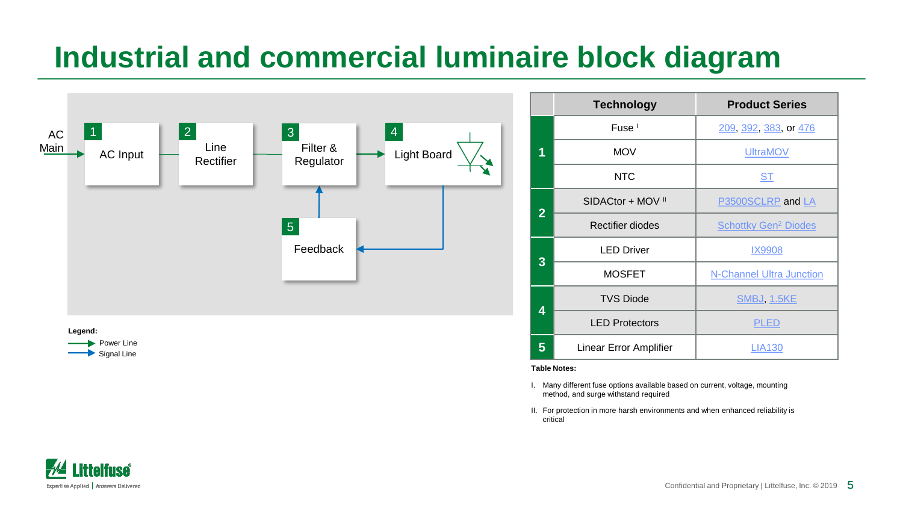# Industrial and commercial luminaire block diagram

AC Main → 1 AC Input → 2 Line Rectifier → 3 Filter & Regulator → 4 Light Board

4 Light Board → 5 Feedback → 3 Filter & Regulator

**Legend:**

- Power Line
- Signal Line

| | Technology | Product Series |
|---|---|---|
| **1** | Fuse [I] | 209, 392, 383, or 476 |
| | MOV | UltraMOV |
| | NTC | ST |
| **2** | SIDACtor + MOV [II] | P3500SCLRP and LA |
| | Rectifier diodes | Schottky Gen[2] Diodes |
| **3** | LED Driver | IX9908 |
| | MOSFET | N-Channel Ultra Junction |
| **4** | TVS Diode | SMBJ, 1.5KE |
| | LED Protectors | PLED |
| **5** | Linear Error Amplifier | LIA130 |

**Table Notes:**

I. Many different fuse options available based on current, voltage, mounting method, and surge withstand required

II. For protection in more harsh environments and when enhanced reliability is critical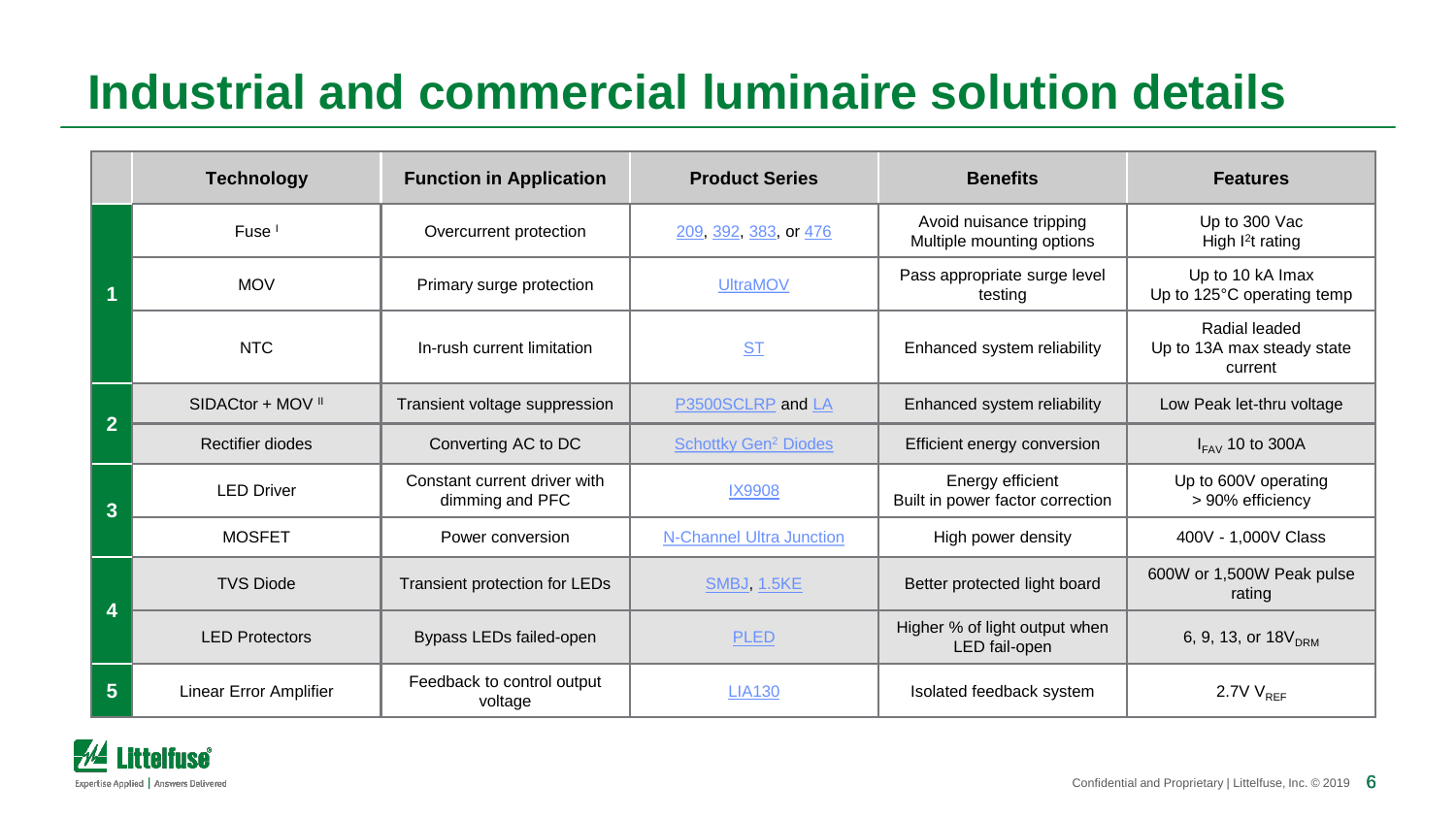# Industrial and commercial luminaire solution details

| | Technology | Function in Application | Product Series | Benefits | Features |
|---|---|---|---|---|---|
| 1 | Fuse [I] | Overcurrent protection | 209, 392, 383, or 476 | Avoid nuisance tripping<br>Multiple mounting options | Up to 300 Vac<br>High $I^2t$ rating |
| | MOV | Primary surge protection | UltraMOV | Pass appropriate surge level testing | Up to 10 kA Imax<br>Up to 125°C operating temp |
| | NTC | In-rush current limitation | ST | Enhanced system reliability | Radial leaded<br>Up to 13A max steady state current |
| 2 | SIDACtor + MOV [II] | Transient voltage suppression | P3500SCLRP and LA | Enhanced system reliability | Low Peak let-thru voltage |
| | Rectifier diodes | Converting AC to DC | Schottky Gen$^2$ Diodes | Efficient energy conversion | $I_{FAV}$ 10 to 300A |
| 3 | LED Driver | Constant current driver with dimming and PFC | IX9908 | Energy efficient<br>Built in power factor correction | Up to 600V operating<br>> 90% efficiency |
| | MOSFET | Power conversion | N-Channel Ultra Junction | High power density | 400V - 1,000V Class |
| 4 | TVS Diode | Transient protection for LEDs | SMBJ, 1.5KE | Better protected light board | 600W or 1,500W Peak pulse rating |
| | LED Protectors | Bypass LEDs failed-open | PLED | Higher % of light output when LED fail-open | 6, 9, 13, or $18V_{DRM}$ |
| 5 | Linear Error Amplifier | Feedback to control output voltage | LIA130 | Isolated feedback system | $2.7V\ V_{REF}$ |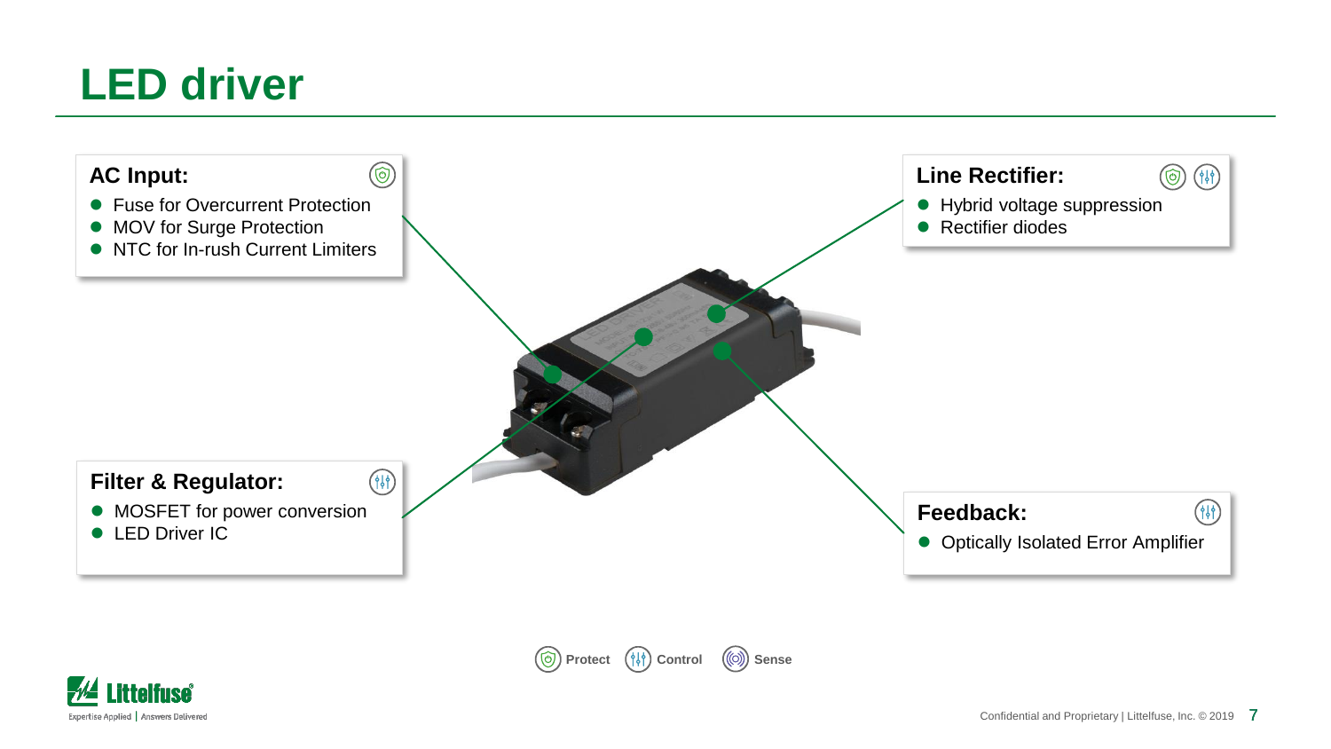# LED driver

**AC Input:**

- Fuse for Overcurrent Protection
- MOV for Surge Protection
- NTC for In-rush Current Limiters

**Line Rectifier:**

- Hybrid voltage suppression
- Rectifier diodes

**Filter & Regulator:**

- MOSFET for power conversion
- LED Driver IC

**Feedback:**

- Optically Isolated Error Amplifier

Protect | Control | Sense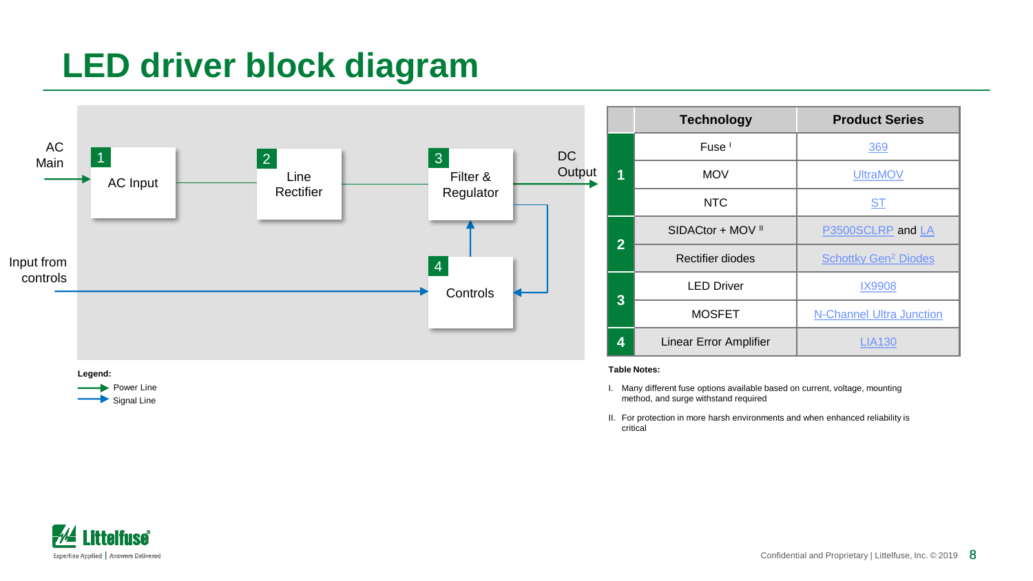# LED driver block diagram

AC Main

1 AC Input

2 Line Rectifier

3 Filter & Regulator

DC Output

Input from controls

4 Controls

**Legend:**

- Power Line
- Signal Line

| | Technology | Product Series |
|---|---|---|
| 1 | Fuse [I] | 369 |
| | MOV | UltraMOV |
| | NTC | ST |
| 2 | SIDACtor + MOV [II] | P3500SCLRP and LA |
| | Rectifier diodes | Schottky Gen² Diodes |
| 3 | LED Driver | IX9908 |
| | MOSFET | N-Channel Ultra Junction |
| 4 | Linear Error Amplifier | LIA130 |

**Table Notes:**

I. Many different fuse options available based on current, voltage, mounting method, and surge withstand required

II. For protection in more harsh environments and when enhanced reliability is critical

Confidential and Proprietary | Littelfuse, Inc. © 2019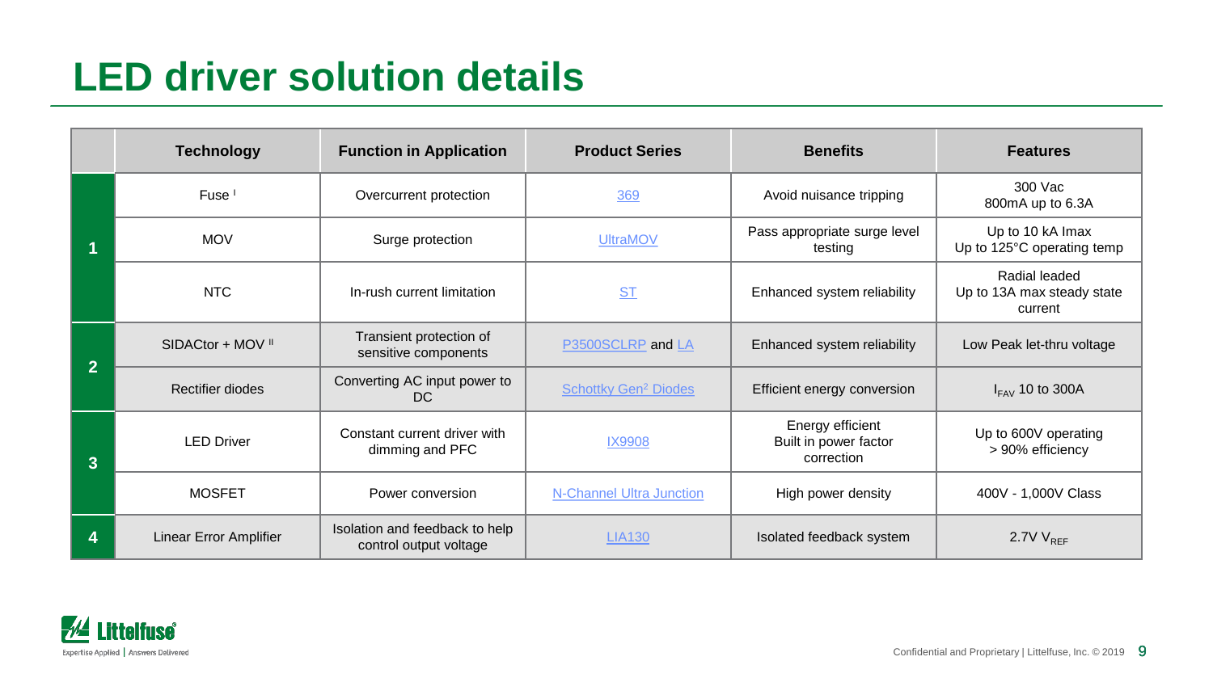# LED driver solution details

| | Technology | Function in Application | Product Series | Benefits | Features |
|---|---|---|---|---|---|
| 1 | Fuse [I] | Overcurrent protection | 369 | Avoid nuisance tripping | 300 Vac<br>800mA up to 6.3A |
| | MOV | Surge protection | UltraMOV | Pass appropriate surge level testing | Up to 10 kA Imax<br>Up to 125°C operating temp |
| | NTC | In-rush current limitation | ST | Enhanced system reliability | Radial leaded<br>Up to 13A max steady state current |
| 2 | SIDACtor + MOV [II] | Transient protection of sensitive components | P3500SCLRP and LA | Enhanced system reliability | Low Peak let-thru voltage |
| | Rectifier diodes | Converting AC input power to DC | Schottky Gen[2] Diodes | Efficient energy conversion | $I_{FAV}$ 10 to 300A |
| 3 | LED Driver | Constant current driver with dimming and PFC | IX9908 | Energy efficient<br>Built in power factor correction | Up to 600V operating<br>> 90% efficiency |
| | MOSFET | Power conversion | N-Channel Ultra Junction | High power density | 400V - 1,000V Class |
| 4 | Linear Error Amplifier | Isolation and feedback to help control output voltage | LIA130 | Isolated feedback system | 2.7V $V_{REF}$ |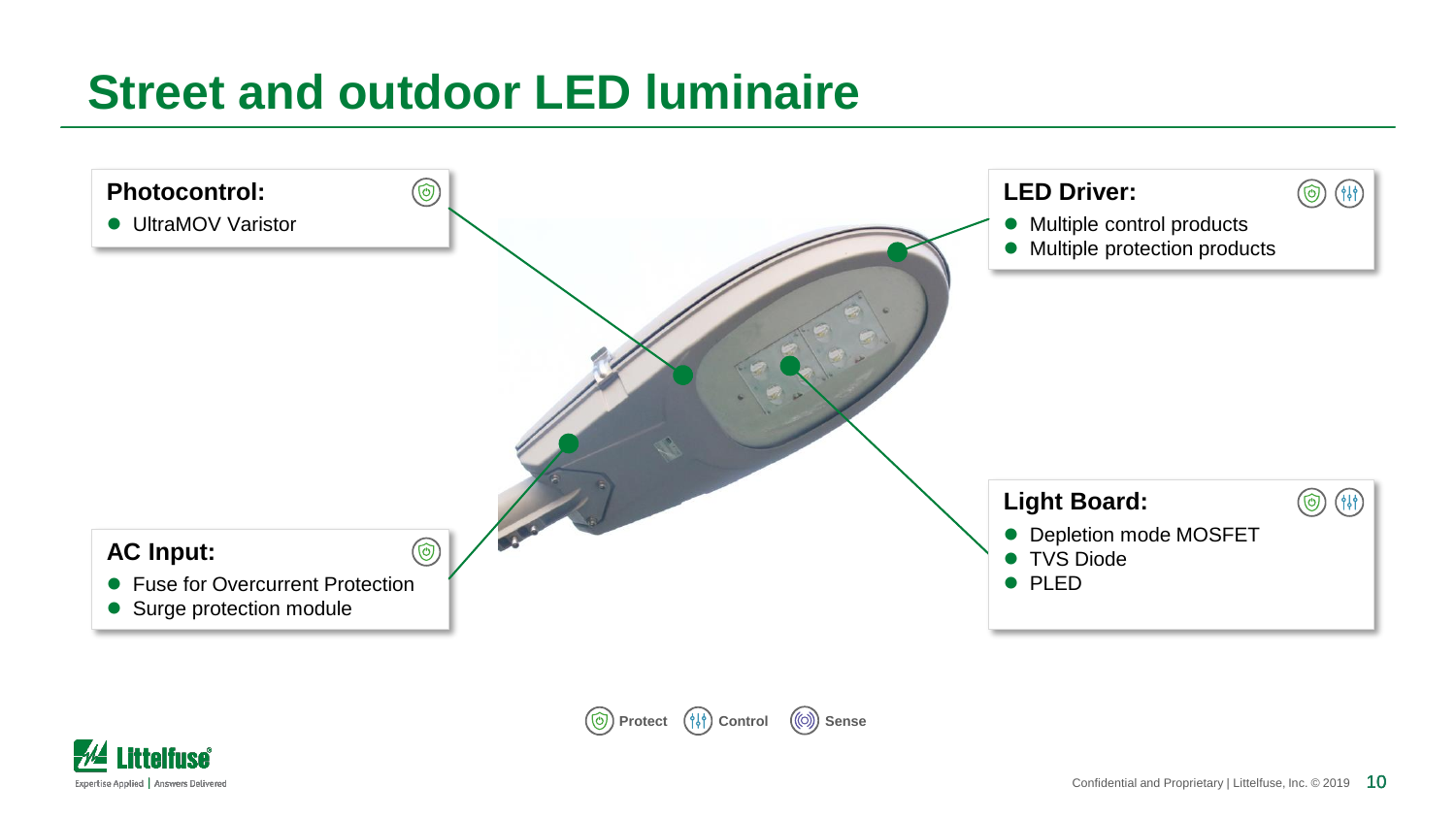# Street and outdoor LED luminaire

**Photocontrol:**

- UltraMOV Varistor

**LED Driver:**

- Multiple control products
- Multiple protection products

**Light Board:**

- Depletion mode MOSFET
- TVS Diode
- PLED

**AC Input:**

- Fuse for Overcurrent Protection
- Surge protection module

Protect Control Sense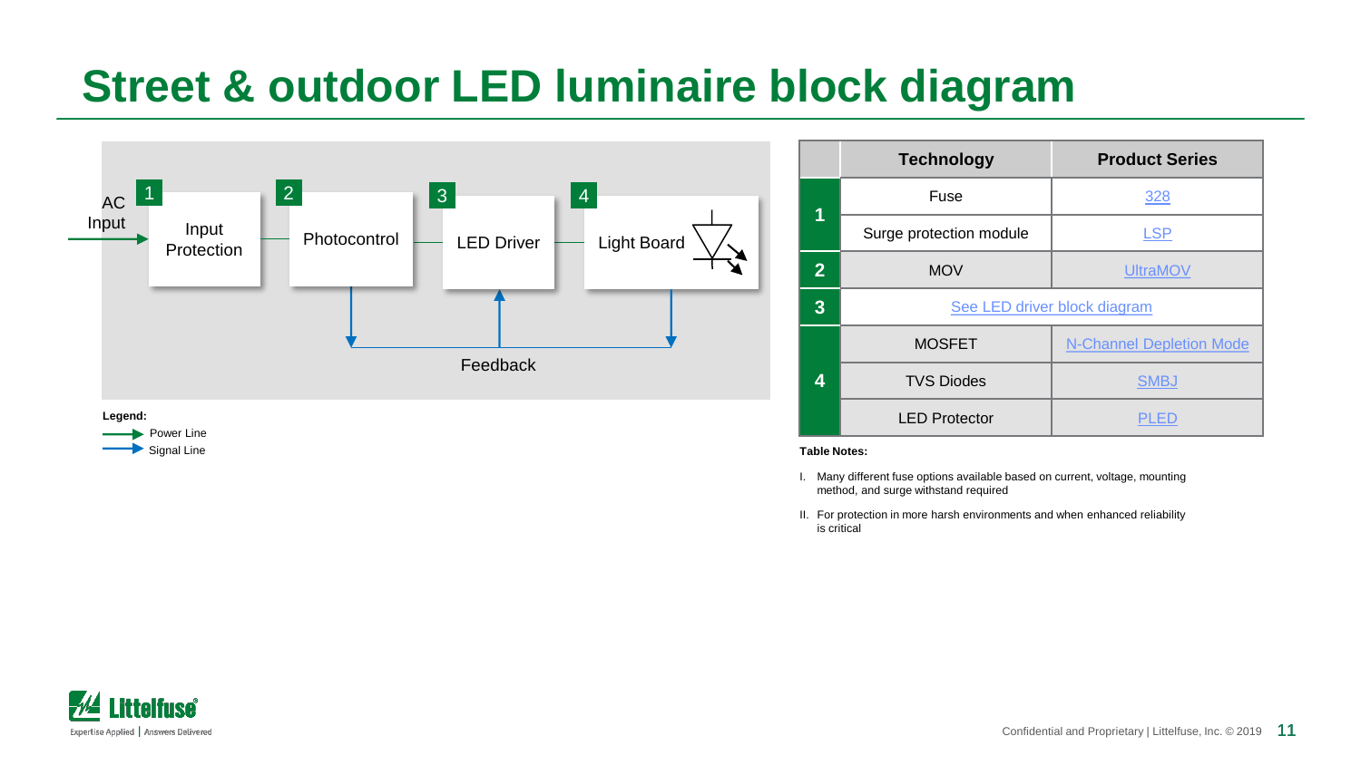# Street & outdoor LED luminaire block diagram

AC Input → 1 Input Protection → 2 Photocontrol → 3 LED Driver → 4 Light Board

Feedback

**Legend:**
- Power Line
- Signal Line

| | Technology | Product Series |
|---|---|---|
| 1 | Fuse | 328 |
| | Surge protection module | LSP |
| 2 | MOV | UltraMOV |
| 3 | See LED driver block diagram | |
| 4 | MOSFET | N-Channel Depletion Mode |
| | TVS Diodes | SMBJ |
| | LED Protector | PLED |

**Table Notes:**

I. Many different fuse options available based on current, voltage, mounting method, and surge withstand required

II. For protection in more harsh environments and when enhanced reliability is critical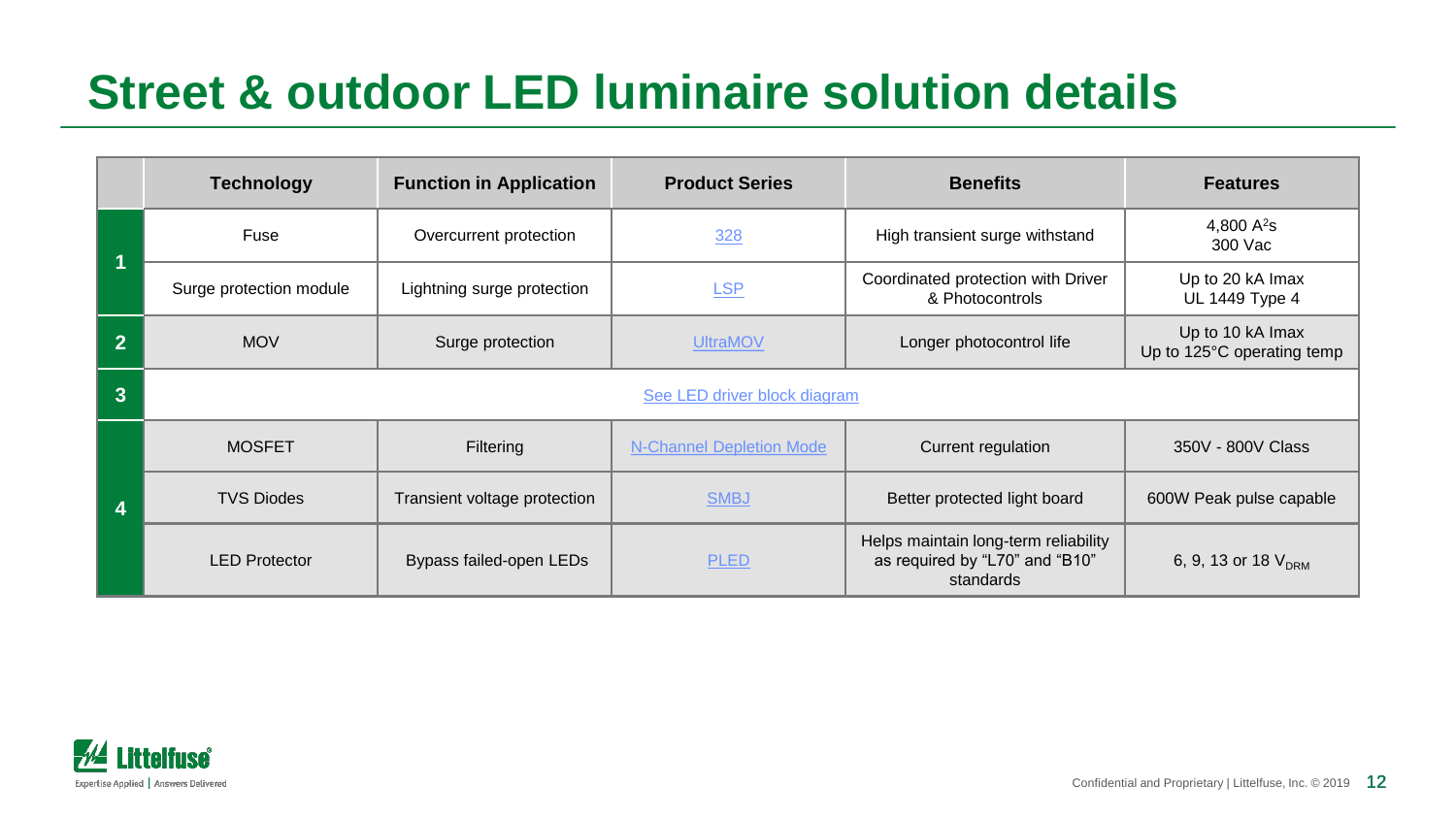# Street & outdoor LED luminaire solution details

| | Technology | Function in Application | Product Series | Benefits | Features |
|---|---|---|---|---|---|
| 1 | Fuse | Overcurrent protection | 328 | High transient surge withstand | 4,800 $A^2s$ 300 Vac |
| | Surge protection module | Lightning surge protection | LSP | Coordinated protection with Driver & Photocontrols | Up to 20 kA Imax UL 1449 Type 4 |
| 2 | MOV | Surge protection | UltraMOV | Longer photocontrol life | Up to 10 kA Imax Up to 125°C operating temp |
| 3 | See LED driver block diagram | | | | |
| 4 | MOSFET | Filtering | N-Channel Depletion Mode | Current regulation | 350V - 800V Class |
| | TVS Diodes | Transient voltage protection | SMBJ | Better protected light board | 600W Peak pulse capable |
| | LED Protector | Bypass failed-open LEDs | PLED | Helps maintain long-term reliability as required by “L70” and “B10” standards | 6, 9, 13 or 18 $V_{DRM}$ |

Confidential and Proprietary | Littelfuse, Inc. © 2019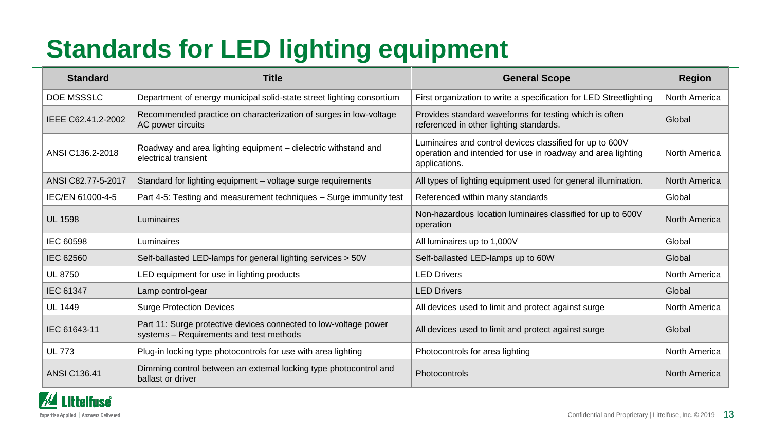# Standards for LED lighting equipment

| Standard | Title | General Scope | Region |
|---|---|---|---|
| DOE MSSSLC | Department of energy municipal solid-state street lighting consortium | First organization to write a specification for LED Streetlighting | North America |
| IEEE C62.41.2-2002 | Recommended practice on characterization of surges in low-voltage AC power circuits | Provides standard waveforms for testing which is often referenced in other lighting standards. | Global |
| ANSI C136.2-2018 | Roadway and area lighting equipment – dielectric withstand and electrical transient | Luminaires and control devices classified for up to 600V operation and intended for use in roadway and area lighting applications. | North America |
| ANSI C82.77-5-2017 | Standard for lighting equipment – voltage surge requirements | All types of lighting equipment used for general illumination. | North America |
| IEC/EN 61000-4-5 | Part 4-5: Testing and measurement techniques – Surge immunity test | Referenced within many standards | Global |
| UL 1598 | Luminaires | Non-hazardous location luminaires classified for up to 600V operation | North America |
| IEC 60598 | Luminaires | All luminaires up to 1,000V | Global |
| IEC 62560 | Self-ballasted LED-lamps for general lighting services > 50V | Self-ballasted LED-lamps up to 60W | Global |
| UL 8750 | LED equipment for use in lighting products | LED Drivers | North America |
| IEC 61347 | Lamp control-gear | LED Drivers | Global |
| UL 1449 | Surge Protection Devices | All devices used to limit and protect against surge | North America |
| IEC 61643-11 | Part 11: Surge protective devices connected to low-voltage power systems – Requirements and test methods | All devices used to limit and protect against surge | Global |
| UL 773 | Plug-in locking type photocontrols for use with area lighting | Photocontrols for area lighting | North America |
| ANSI C136.41 | Dimming control between an external locking type photocontrol and ballast or driver | Photocontrols | North America |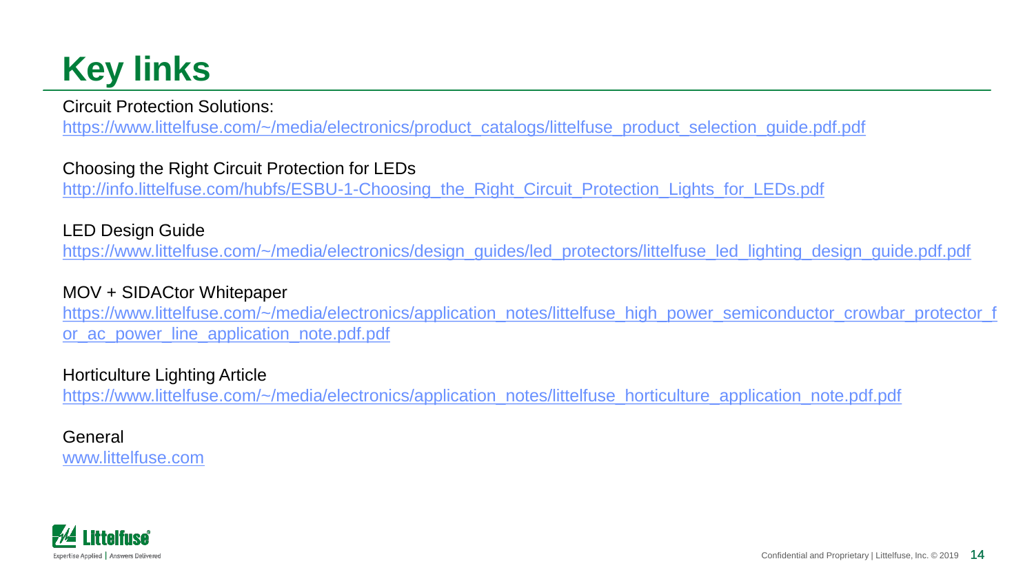# Key links

Circuit Protection Solutions:
https://www.littelfuse.com/~/media/electronics/product_catalogs/littelfuse_product_selection_guide.pdf.pdf

Choosing the Right Circuit Protection for LEDs
http://info.littelfuse.com/hubfs/ESBU-1-Choosing_the_Right_Circuit_Protection_Lights_for_LEDs.pdf

LED Design Guide
https://www.littelfuse.com/~/media/electronics/design_guides/led_protectors/littelfuse_led_lighting_design_guide.pdf.pdf

MOV + SIDACtor Whitepaper
https://www.littelfuse.com/~/media/electronics/application_notes/littelfuse_high_power_semiconductor_crowbar_protector_for_ac_power_line_application_note.pdf.pdf

Horticulture Lighting Article
https://www.littelfuse.com/~/media/electronics/application_notes/littelfuse_horticulture_application_note.pdf.pdf

General
www.littelfuse.com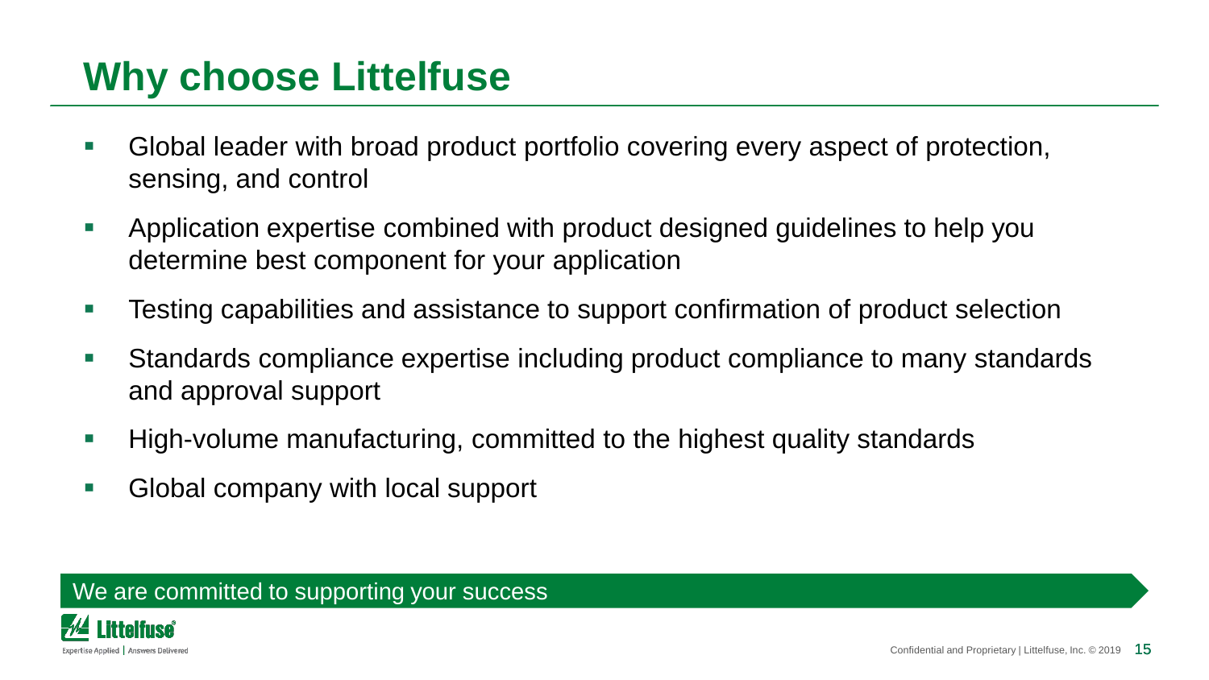# Why choose Littelfuse

- Global leader with broad product portfolio covering every aspect of protection, sensing, and control
- Application expertise combined with product designed guidelines to help you determine best component for your application
- Testing capabilities and assistance to support confirmation of product selection
- Standards compliance expertise including product compliance to many standards and approval support
- High-volume manufacturing, committed to the highest quality standards
- Global company with local support

We are committed to supporting your success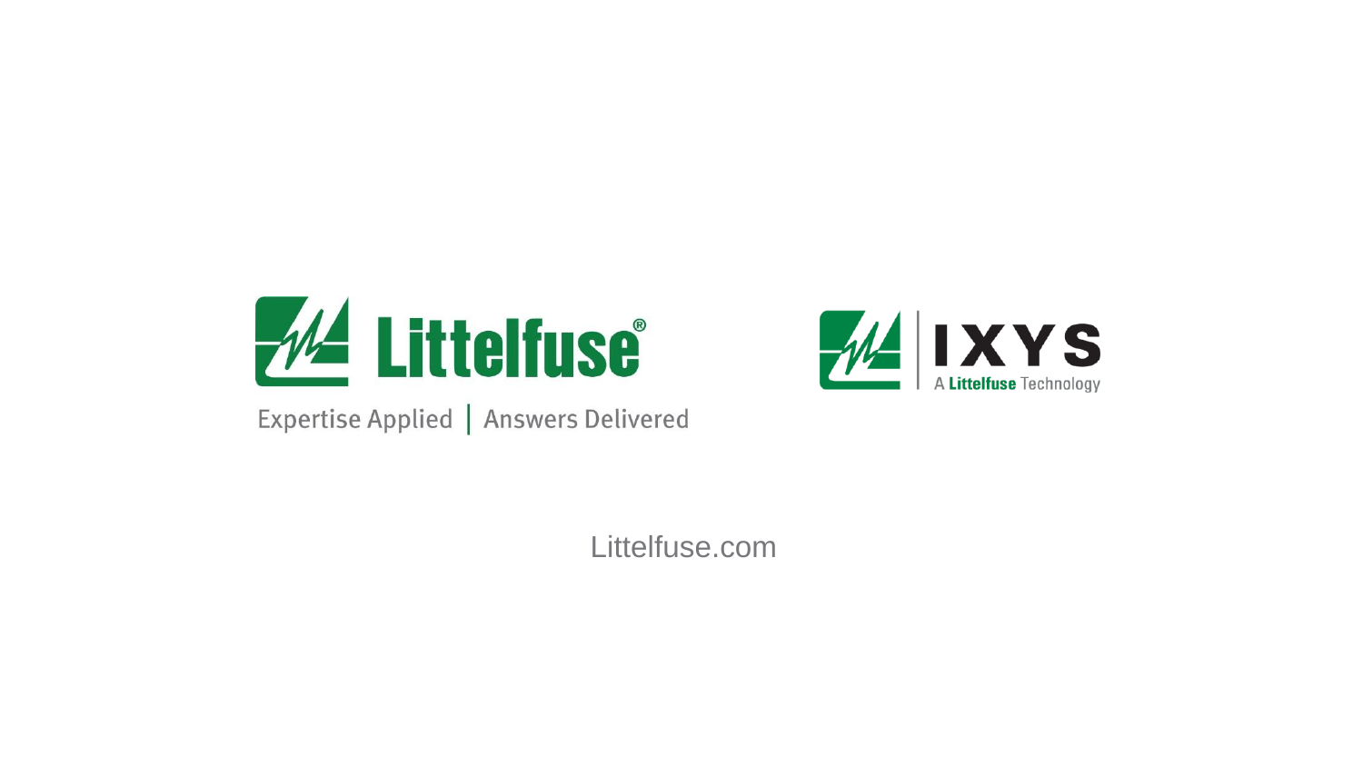Littelfuse®

Expertise Applied | Answers Delivered

IXYS

A Littelfuse Technology

Littelfuse.com